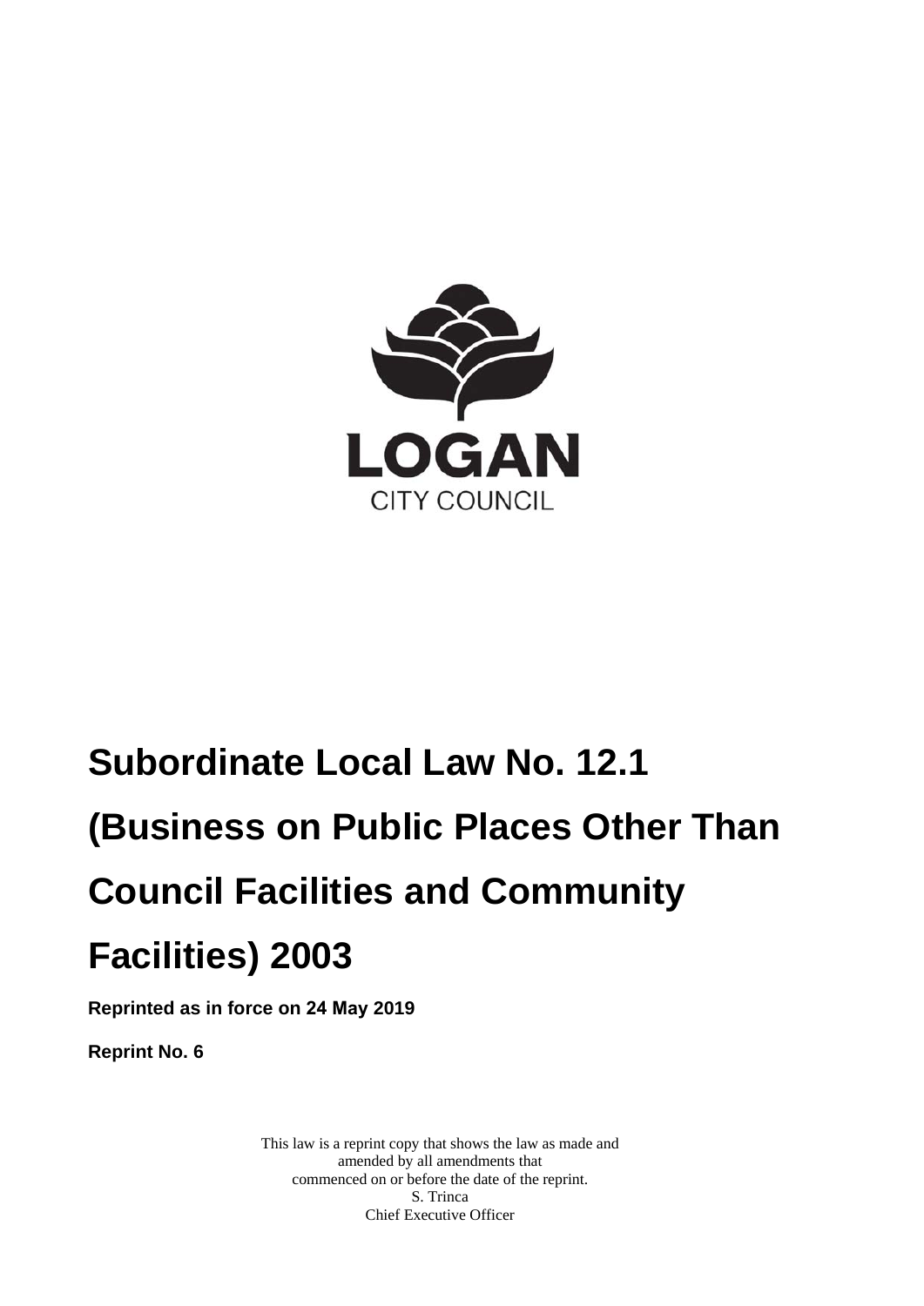LOGAN

CITY COUNCIL

# Subordinate Local Law No. 12.1 (Business on Public Places Other Than Council Facilities and Community Facilities) 2003

**Reprinted as in force on 24 May 2019**

**Reprint No. 6**

This law is a reprint copy that shows the law as made and amended by all amendments that commenced on or before the date of the reprint.
S. Trinca
Chief Executive Officer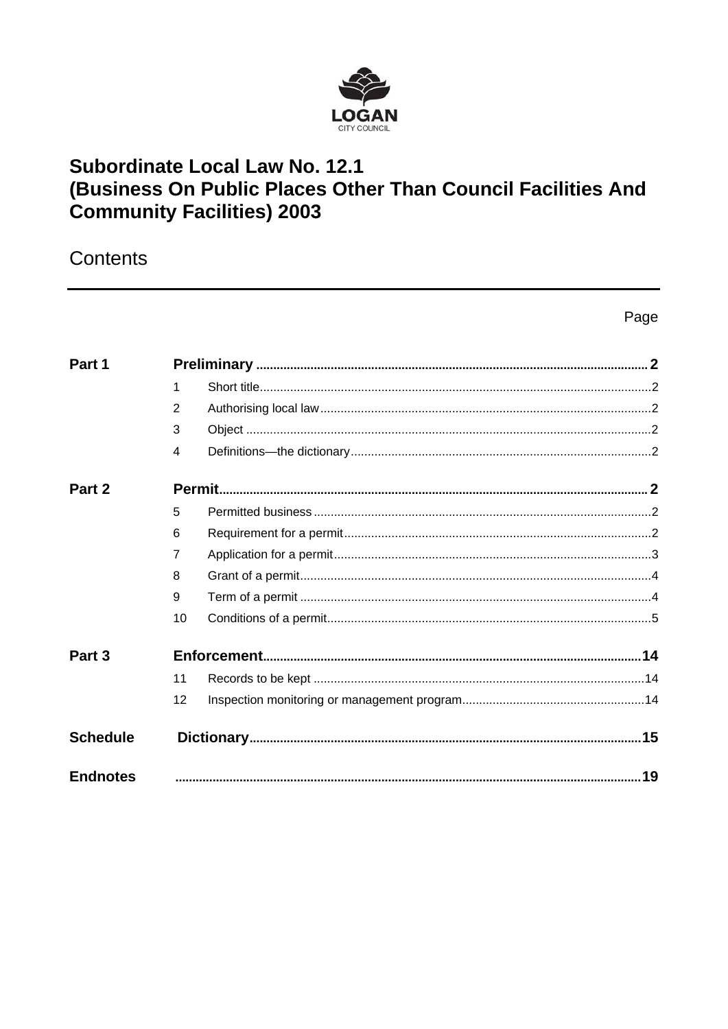LOGAN
CITY COUNCIL

# Subordinate Local Law No. 12.1 (Business On Public Places Other Than Council Facilities And Community Facilities) 2003

## Contents

| | | | Page |
|---|---|---|---|
| **Part 1** | | **Preliminary** | **2** |
| | 1 | Short title | 2 |
| | 2 | Authorising local law | 2 |
| | 3 | Object | 2 |
| | 4 | Definitions—the dictionary | 2 |
| **Part 2** | | **Permit** | **2** |
| | 5 | Permitted business | 2 |
| | 6 | Requirement for a permit | 2 |
| | 7 | Application for a permit | 3 |
| | 8 | Grant of a permit | 4 |
| | 9 | Term of a permit | 4 |
| | 10 | Conditions of a permit | 5 |
| **Part 3** | | **Enforcement** | **14** |
| | 11 | Records to be kept | 14 |
| | 12 | Inspection monitoring or management program | 14 |
| **Schedule** | | **Dictionary** | **15** |
| **Endnotes** | | | **19** |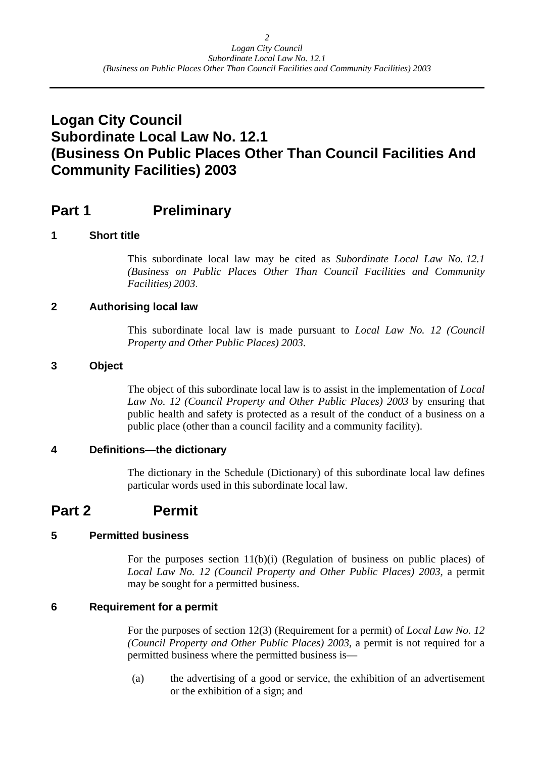# Logan City Council Subordinate Local Law No. 12.1 (Business On Public Places Other Than Council Facilities And Community Facilities) 2003

## Part 1 Preliminary

### 1 Short title

This subordinate local law may be cited as *Subordinate Local Law No. 12.1 (Business on Public Places Other Than Council Facilities and Community Facilities) 2003*.

### 2 Authorising local law

This subordinate local law is made pursuant to *Local Law No. 12 (Council Property and Other Public Places) 2003*.

### 3 Object

The object of this subordinate local law is to assist in the implementation of *Local Law No. 12 (Council Property and Other Public Places) 2003* by ensuring that public health and safety is protected as a result of the conduct of a business on a public place (other than a council facility and a community facility).

### 4 Definitions—the dictionary

The dictionary in the Schedule (Dictionary) of this subordinate local law defines particular words used in this subordinate local law.

## Part 2 Permit

### 5 Permitted business

For the purposes section 11(b)(i) (Regulation of business on public places) of *Local Law No. 12 (Council Property and Other Public Places) 2003*, a permit may be sought for a permitted business.

### 6 Requirement for a permit

For the purposes of section 12(3) (Requirement for a permit) of *Local Law No. 12 (Council Property and Other Public Places) 2003*, a permit is not required for a permitted business where the permitted business is—

(a) the advertising of a good or service, the exhibition of an advertisement or the exhibition of a sign; and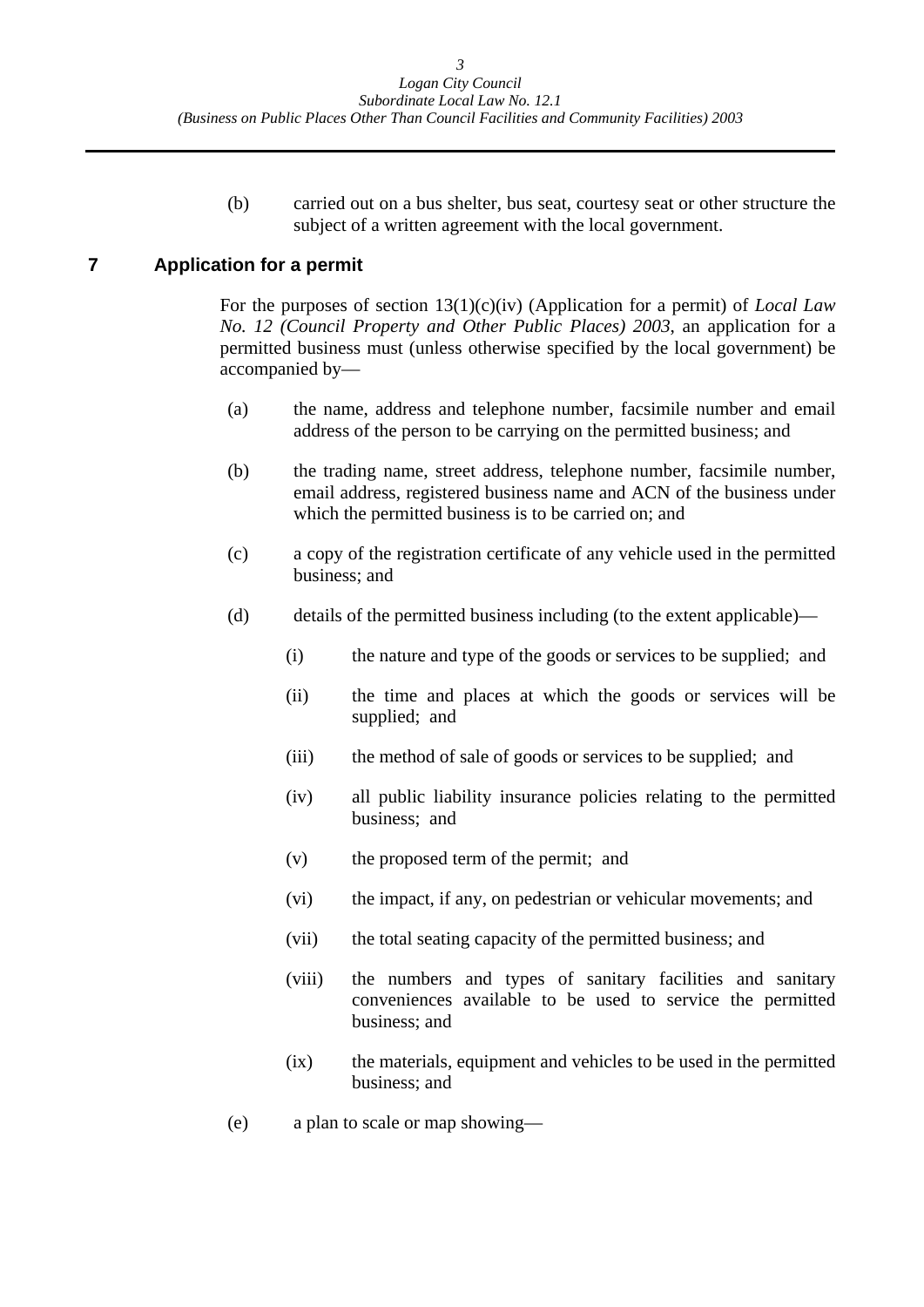(b) carried out on a bus shelter, bus seat, courtesy seat or other structure the subject of a written agreement with the local government.

## 7 Application for a permit

For the purposes of section 13(1)(c)(iv) (Application for a permit) of *Local Law No. 12 (Council Property and Other Public Places) 2003*, an application for a permitted business must (unless otherwise specified by the local government) be accompanied by—

(a) the name, address and telephone number, facsimile number and email address of the person to be carrying on the permitted business; and

(b) the trading name, street address, telephone number, facsimile number, email address, registered business name and ACN of the business under which the permitted business is to be carried on; and

(c) a copy of the registration certificate of any vehicle used in the permitted business; and

(d) details of the permitted business including (to the extent applicable)—

  (i) the nature and type of the goods or services to be supplied; and

  (ii) the time and places at which the goods or services will be supplied; and

  (iii) the method of sale of goods or services to be supplied; and

  (iv) all public liability insurance policies relating to the permitted business; and

  (v) the proposed term of the permit; and

  (vi) the impact, if any, on pedestrian or vehicular movements; and

  (vii) the total seating capacity of the permitted business; and

  (viii) the numbers and types of sanitary facilities and sanitary conveniences available to be used to service the permitted business; and

  (ix) the materials, equipment and vehicles to be used in the permitted business; and

(e) a plan to scale or map showing—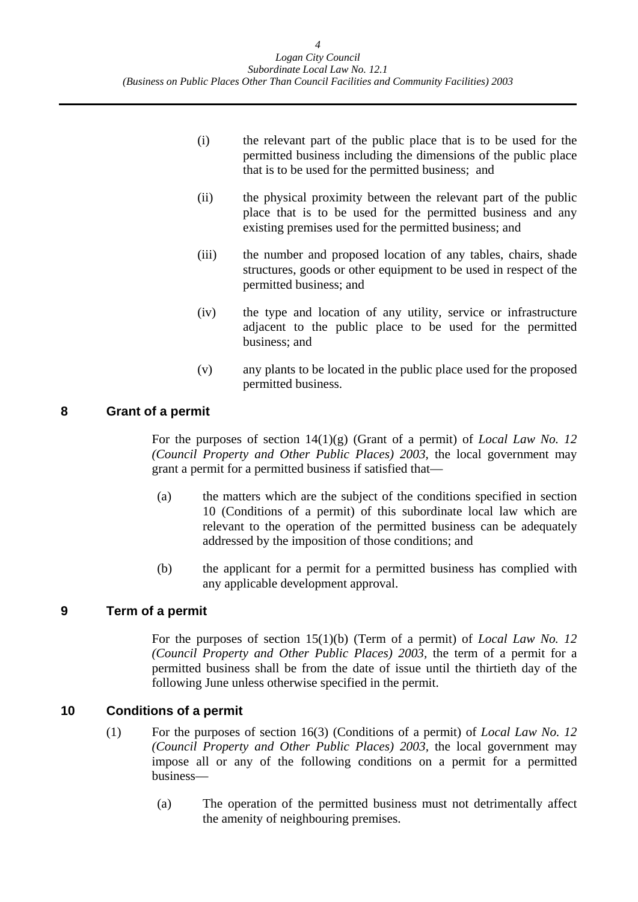(i) the relevant part of the public place that is to be used for the permitted business including the dimensions of the public place that is to be used for the permitted business; and

(ii) the physical proximity between the relevant part of the public place that is to be used for the permitted business and any existing premises used for the permitted business; and

(iii) the number and proposed location of any tables, chairs, shade structures, goods or other equipment to be used in respect of the permitted business; and

(iv) the type and location of any utility, service or infrastructure adjacent to the public place to be used for the permitted business; and

(v) any plants to be located in the public place used for the proposed permitted business.

## 8 Grant of a permit

For the purposes of section 14(1)(g) (Grant of a permit) of *Local Law No. 12 (Council Property and Other Public Places) 2003*, the local government may grant a permit for a permitted business if satisfied that—

(a) the matters which are the subject of the conditions specified in section 10 (Conditions of a permit) of this subordinate local law which are relevant to the operation of the permitted business can be adequately addressed by the imposition of those conditions; and

(b) the applicant for a permit for a permitted business has complied with any applicable development approval.

## 9 Term of a permit

For the purposes of section 15(1)(b) (Term of a permit) of *Local Law No. 12 (Council Property and Other Public Places) 2003*, the term of a permit for a permitted business shall be from the date of issue until the thirtieth day of the following June unless otherwise specified in the permit.

## 10 Conditions of a permit

(1) For the purposes of section 16(3) (Conditions of a permit) of *Local Law No. 12 (Council Property and Other Public Places) 2003*, the local government may impose all or any of the following conditions on a permit for a permitted business—

(a) The operation of the permitted business must not detrimentally affect the amenity of neighbouring premises.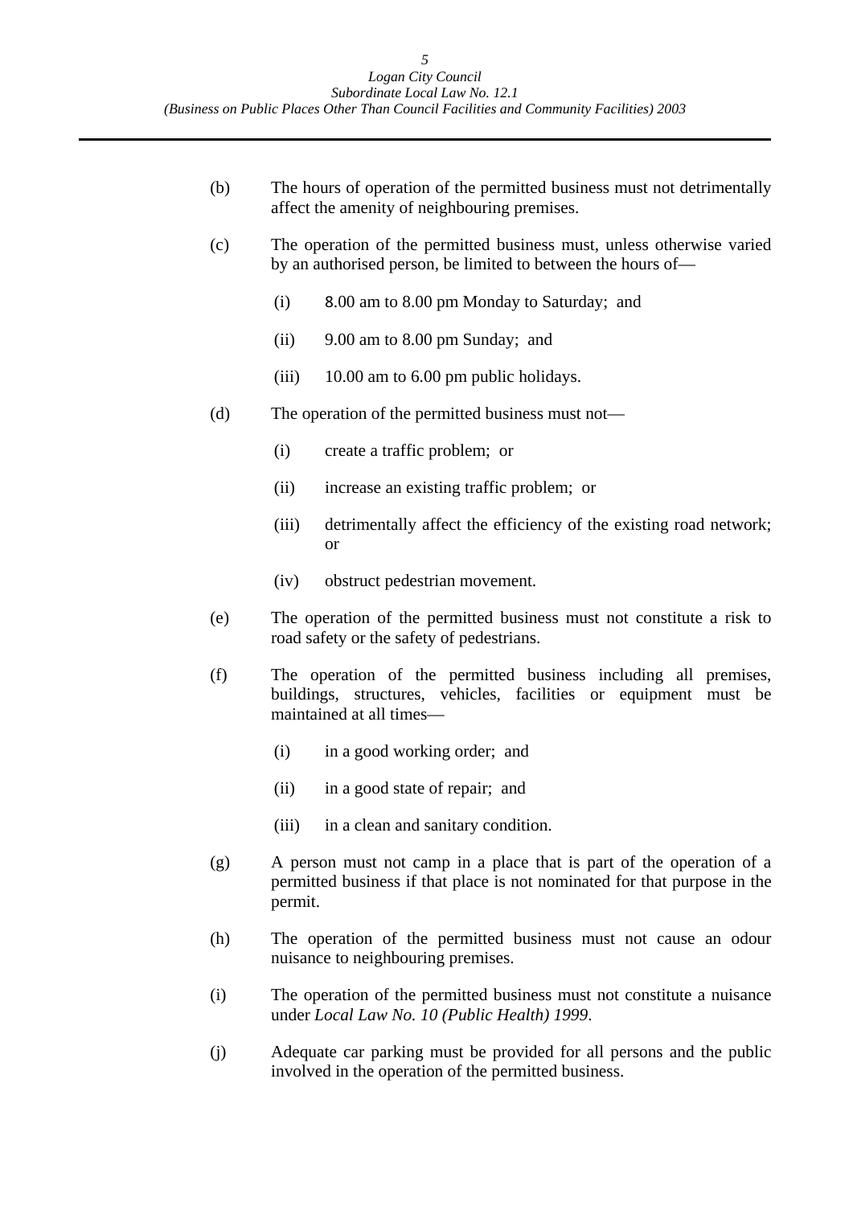(b) The hours of operation of the permitted business must not detrimentally affect the amenity of neighbouring premises.

(c) The operation of the permitted business must, unless otherwise varied by an authorised person, be limited to between the hours of—

  (i) 8.00 am to 8.00 pm Monday to Saturday; and

  (ii) 9.00 am to 8.00 pm Sunday; and

  (iii) 10.00 am to 6.00 pm public holidays.

(d) The operation of the permitted business must not—

  (i) create a traffic problem; or

  (ii) increase an existing traffic problem; or

  (iii) detrimentally affect the efficiency of the existing road network; or

  (iv) obstruct pedestrian movement.

(e) The operation of the permitted business must not constitute a risk to road safety or the safety of pedestrians.

(f) The operation of the permitted business including all premises, buildings, structures, vehicles, facilities or equipment must be maintained at all times—

  (i) in a good working order; and

  (ii) in a good state of repair; and

  (iii) in a clean and sanitary condition.

(g) A person must not camp in a place that is part of the operation of a permitted business if that place is not nominated for that purpose in the permit.

(h) The operation of the permitted business must not cause an odour nuisance to neighbouring premises.

(i) The operation of the permitted business must not constitute a nuisance under *Local Law No. 10 (Public Health) 1999*.

(j) Adequate car parking must be provided for all persons and the public involved in the operation of the permitted business.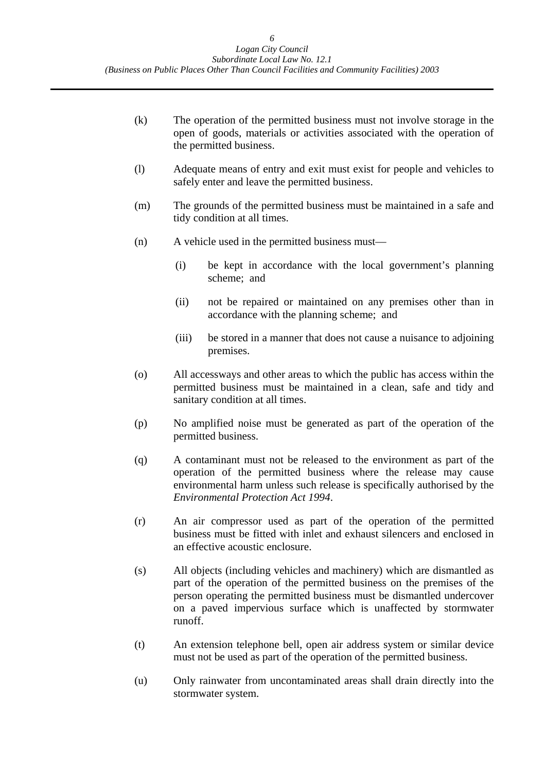(k) The operation of the permitted business must not involve storage in the open of goods, materials or activities associated with the operation of the permitted business.

(l) Adequate means of entry and exit must exist for people and vehicles to safely enter and leave the permitted business.

(m) The grounds of the permitted business must be maintained in a safe and tidy condition at all times.

(n) A vehicle used in the permitted business must—

  (i) be kept in accordance with the local government's planning scheme; and

  (ii) not be repaired or maintained on any premises other than in accordance with the planning scheme; and

  (iii) be stored in a manner that does not cause a nuisance to adjoining premises.

(o) All accessways and other areas to which the public has access within the permitted business must be maintained in a clean, safe and tidy and sanitary condition at all times.

(p) No amplified noise must be generated as part of the operation of the permitted business.

(q) A contaminant must not be released to the environment as part of the operation of the permitted business where the release may cause environmental harm unless such release is specifically authorised by the *Environmental Protection Act 1994*.

(r) An air compressor used as part of the operation of the permitted business must be fitted with inlet and exhaust silencers and enclosed in an effective acoustic enclosure.

(s) All objects (including vehicles and machinery) which are dismantled as part of the operation of the permitted business on the premises of the person operating the permitted business must be dismantled undercover on a paved impervious surface which is unaffected by stormwater runoff.

(t) An extension telephone bell, open air address system or similar device must not be used as part of the operation of the permitted business.

(u) Only rainwater from uncontaminated areas shall drain directly into the stormwater system.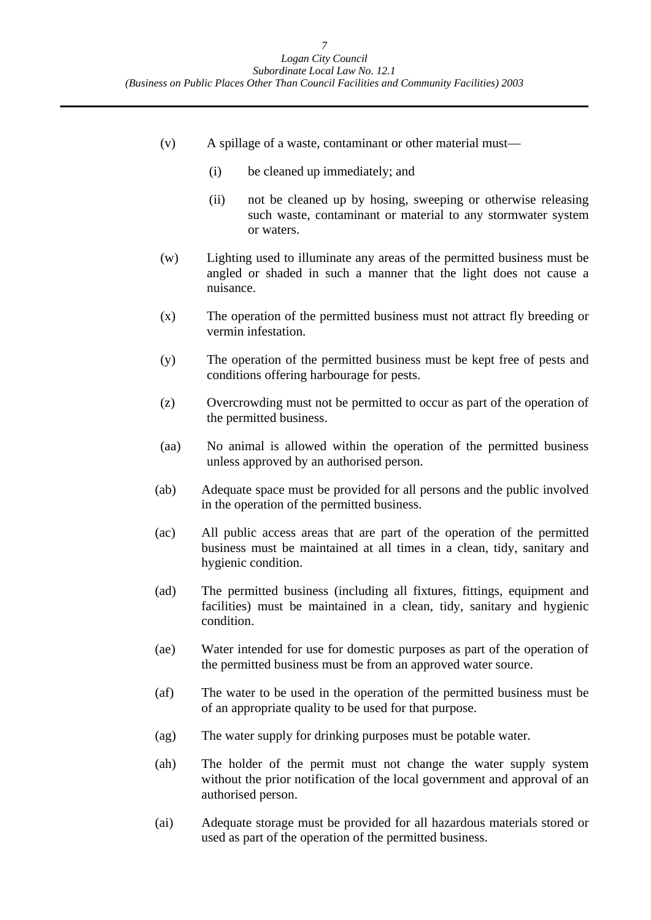(v) A spillage of a waste, contaminant or other material must—

  (i) be cleaned up immediately; and

  (ii) not be cleaned up by hosing, sweeping or otherwise releasing such waste, contaminant or material to any stormwater system or waters.

(w) Lighting used to illuminate any areas of the permitted business must be angled or shaded in such a manner that the light does not cause a nuisance.

(x) The operation of the permitted business must not attract fly breeding or vermin infestation.

(y) The operation of the permitted business must be kept free of pests and conditions offering harbourage for pests.

(z) Overcrowding must not be permitted to occur as part of the operation of the permitted business.

(aa) No animal is allowed within the operation of the permitted business unless approved by an authorised person.

(ab) Adequate space must be provided for all persons and the public involved in the operation of the permitted business.

(ac) All public access areas that are part of the operation of the permitted business must be maintained at all times in a clean, tidy, sanitary and hygienic condition.

(ad) The permitted business (including all fixtures, fittings, equipment and facilities) must be maintained in a clean, tidy, sanitary and hygienic condition.

(ae) Water intended for use for domestic purposes as part of the operation of the permitted business must be from an approved water source.

(af) The water to be used in the operation of the permitted business must be of an appropriate quality to be used for that purpose.

(ag) The water supply for drinking purposes must be potable water.

(ah) The holder of the permit must not change the water supply system without the prior notification of the local government and approval of an authorised person.

(ai) Adequate storage must be provided for all hazardous materials stored or used as part of the operation of the permitted business.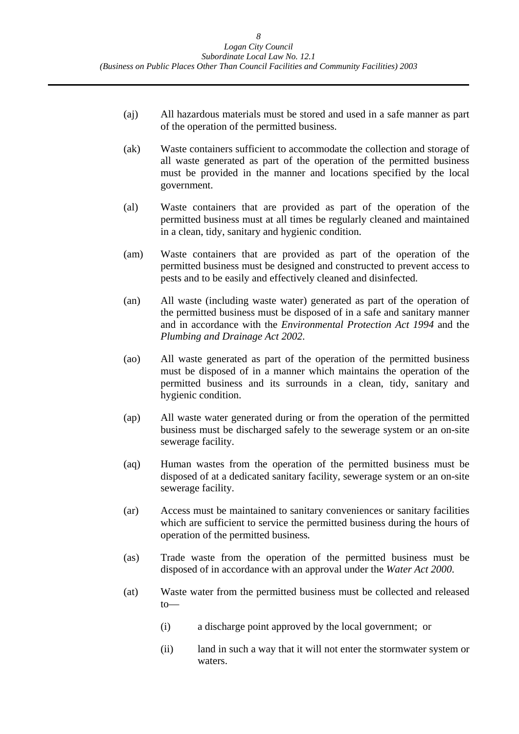(aj) All hazardous materials must be stored and used in a safe manner as part of the operation of the permitted business.

(ak) Waste containers sufficient to accommodate the collection and storage of all waste generated as part of the operation of the permitted business must be provided in the manner and locations specified by the local government.

(al) Waste containers that are provided as part of the operation of the permitted business must at all times be regularly cleaned and maintained in a clean, tidy, sanitary and hygienic condition.

(am) Waste containers that are provided as part of the operation of the permitted business must be designed and constructed to prevent access to pests and to be easily and effectively cleaned and disinfected.

(an) All waste (including waste water) generated as part of the operation of the permitted business must be disposed of in a safe and sanitary manner and in accordance with the *Environmental Protection Act 1994* and the *Plumbing and Drainage Act 2002*.

(ao) All waste generated as part of the operation of the permitted business must be disposed of in a manner which maintains the operation of the permitted business and its surrounds in a clean, tidy, sanitary and hygienic condition.

(ap) All waste water generated during or from the operation of the permitted business must be discharged safely to the sewerage system or an on-site sewerage facility.

(aq) Human wastes from the operation of the permitted business must be disposed of at a dedicated sanitary facility, sewerage system or an on-site sewerage facility.

(ar) Access must be maintained to sanitary conveniences or sanitary facilities which are sufficient to service the permitted business during the hours of operation of the permitted business.

(as) Trade waste from the operation of the permitted business must be disposed of in accordance with an approval under the *Water Act 2000*.

(at) Waste water from the permitted business must be collected and released to—

  (i) a discharge point approved by the local government; or

  (ii) land in such a way that it will not enter the stormwater system or waters.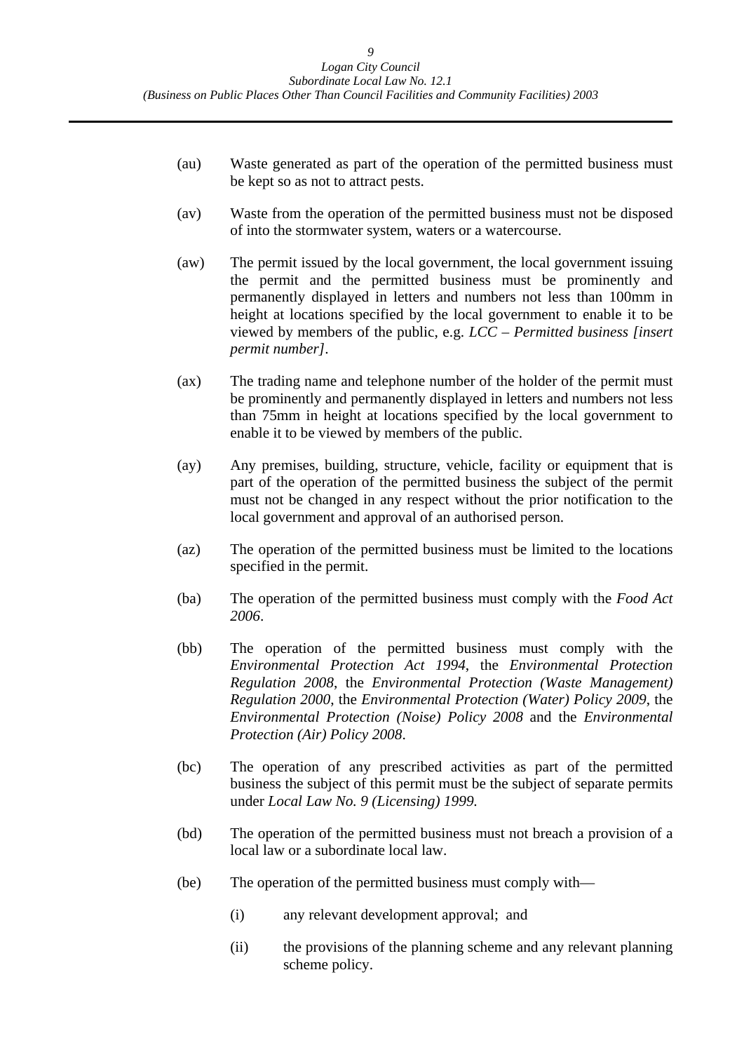(au) Waste generated as part of the operation of the permitted business must be kept so as not to attract pests.

(av) Waste from the operation of the permitted business must not be disposed of into the stormwater system, waters or a watercourse.

(aw) The permit issued by the local government, the local government issuing the permit and the permitted business must be prominently and permanently displayed in letters and numbers not less than 100mm in height at locations specified by the local government to enable it to be viewed by members of the public, e.g. *LCC – Permitted business [insert permit number]*.

(ax) The trading name and telephone number of the holder of the permit must be prominently and permanently displayed in letters and numbers not less than 75mm in height at locations specified by the local government to enable it to be viewed by members of the public.

(ay) Any premises, building, structure, vehicle, facility or equipment that is part of the operation of the permitted business the subject of the permit must not be changed in any respect without the prior notification to the local government and approval of an authorised person.

(az) The operation of the permitted business must be limited to the locations specified in the permit.

(ba) The operation of the permitted business must comply with the *Food Act 2006*.

(bb) The operation of the permitted business must comply with the *Environmental Protection Act 1994*, the *Environmental Protection Regulation 2008*, the *Environmental Protection (Waste Management) Regulation 2000*, the *Environmental Protection (Water) Policy 2009*, the *Environmental Protection (Noise) Policy 2008* and the *Environmental Protection (Air) Policy 2008*.

(bc) The operation of any prescribed activities as part of the permitted business the subject of this permit must be the subject of separate permits under *Local Law No. 9 (Licensing) 1999.*

(bd) The operation of the permitted business must not breach a provision of a local law or a subordinate local law.

(be) The operation of the permitted business must comply with—

(i) any relevant development approval; and

(ii) the provisions of the planning scheme and any relevant planning scheme policy.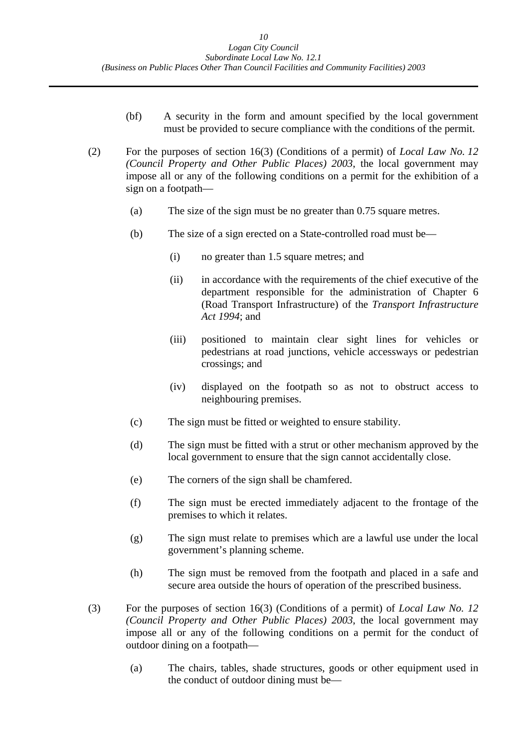(bf) A security in the form and amount specified by the local government must be provided to secure compliance with the conditions of the permit.

(2) For the purposes of section 16(3) (Conditions of a permit) of *Local Law No. 12 (Council Property and Other Public Places) 2003*, the local government may impose all or any of the following conditions on a permit for the exhibition of a sign on a footpath—

(a) The size of the sign must be no greater than 0.75 square metres.

(b) The size of a sign erected on a State-controlled road must be—

(i) no greater than 1.5 square metres; and

(ii) in accordance with the requirements of the chief executive of the department responsible for the administration of Chapter 6 (Road Transport Infrastructure) of the *Transport Infrastructure Act 1994*; and

(iii) positioned to maintain clear sight lines for vehicles or pedestrians at road junctions, vehicle accessways or pedestrian crossings; and

(iv) displayed on the footpath so as not to obstruct access to neighbouring premises.

(c) The sign must be fitted or weighted to ensure stability.

(d) The sign must be fitted with a strut or other mechanism approved by the local government to ensure that the sign cannot accidentally close.

(e) The corners of the sign shall be chamfered.

(f) The sign must be erected immediately adjacent to the frontage of the premises to which it relates.

(g) The sign must relate to premises which are a lawful use under the local government's planning scheme.

(h) The sign must be removed from the footpath and placed in a safe and secure area outside the hours of operation of the prescribed business.

(3) For the purposes of section 16(3) (Conditions of a permit) of *Local Law No. 12 (Council Property and Other Public Places) 2003*, the local government may impose all or any of the following conditions on a permit for the conduct of outdoor dining on a footpath—

(a) The chairs, tables, shade structures, goods or other equipment used in the conduct of outdoor dining must be—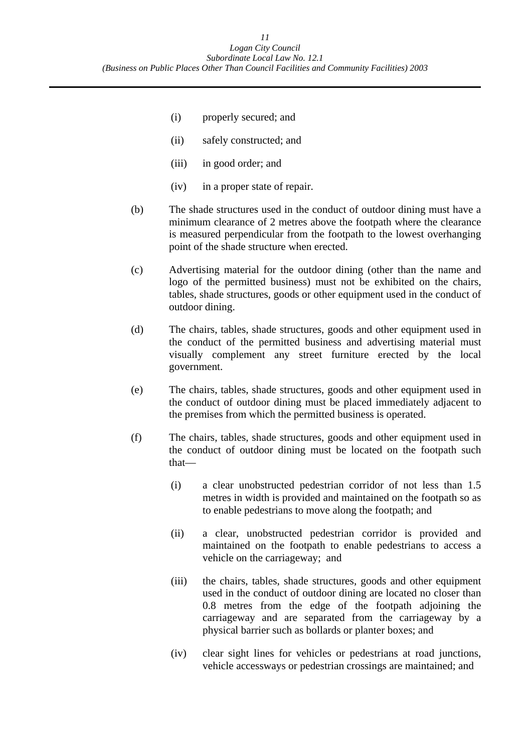(i) properly secured; and

(ii) safely constructed; and

(iii) in good order; and

(iv) in a proper state of repair.

(b) The shade structures used in the conduct of outdoor dining must have a minimum clearance of 2 metres above the footpath where the clearance is measured perpendicular from the footpath to the lowest overhanging point of the shade structure when erected.

(c) Advertising material for the outdoor dining (other than the name and logo of the permitted business) must not be exhibited on the chairs, tables, shade structures, goods or other equipment used in the conduct of outdoor dining.

(d) The chairs, tables, shade structures, goods and other equipment used in the conduct of the permitted business and advertising material must visually complement any street furniture erected by the local government.

(e) The chairs, tables, shade structures, goods and other equipment used in the conduct of outdoor dining must be placed immediately adjacent to the premises from which the permitted business is operated.

(f) The chairs, tables, shade structures, goods and other equipment used in the conduct of outdoor dining must be located on the footpath such that—

(i) a clear unobstructed pedestrian corridor of not less than 1.5 metres in width is provided and maintained on the footpath so as to enable pedestrians to move along the footpath; and

(ii) a clear, unobstructed pedestrian corridor is provided and maintained on the footpath to enable pedestrians to access a vehicle on the carriageway; and

(iii) the chairs, tables, shade structures, goods and other equipment used in the conduct of outdoor dining are located no closer than 0.8 metres from the edge of the footpath adjoining the carriageway and are separated from the carriageway by a physical barrier such as bollards or planter boxes; and

(iv) clear sight lines for vehicles or pedestrians at road junctions, vehicle accessways or pedestrian crossings are maintained; and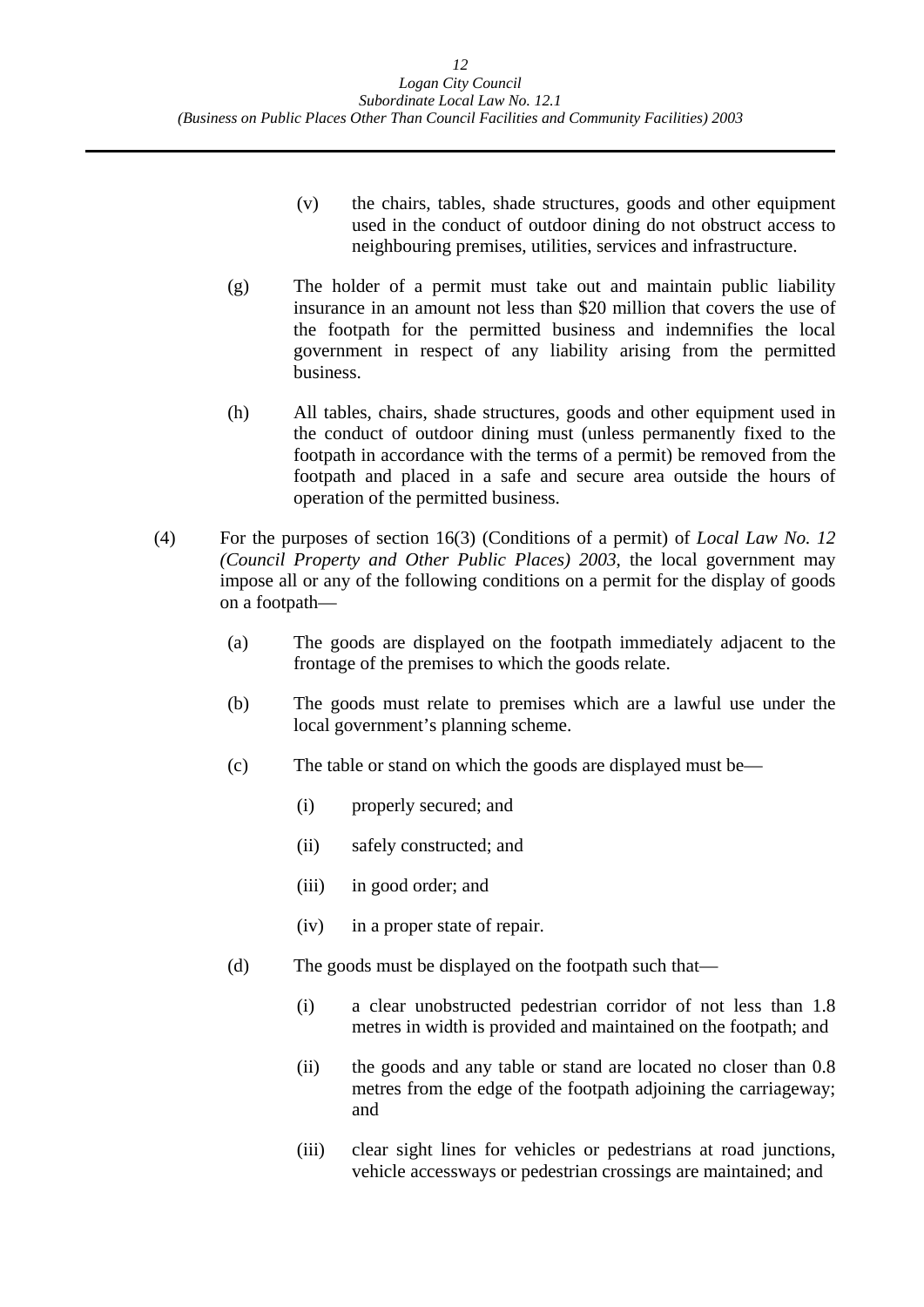(v) the chairs, tables, shade structures, goods and other equipment used in the conduct of outdoor dining do not obstruct access to neighbouring premises, utilities, services and infrastructure.

(g) The holder of a permit must take out and maintain public liability insurance in an amount not less than $20 million that covers the use of the footpath for the permitted business and indemnifies the local government in respect of any liability arising from the permitted business.

(h) All tables, chairs, shade structures, goods and other equipment used in the conduct of outdoor dining must (unless permanently fixed to the footpath in accordance with the terms of a permit) be removed from the footpath and placed in a safe and secure area outside the hours of operation of the permitted business.

(4) For the purposes of section 16(3) (Conditions of a permit) of *Local Law No. 12 (Council Property and Other Public Places) 2003*, the local government may impose all or any of the following conditions on a permit for the display of goods on a footpath—

(a) The goods are displayed on the footpath immediately adjacent to the frontage of the premises to which the goods relate.

(b) The goods must relate to premises which are a lawful use under the local government's planning scheme.

(c) The table or stand on which the goods are displayed must be—

(i) properly secured; and

(ii) safely constructed; and

(iii) in good order; and

(iv) in a proper state of repair.

(d) The goods must be displayed on the footpath such that—

(i) a clear unobstructed pedestrian corridor of not less than 1.8 metres in width is provided and maintained on the footpath; and

(ii) the goods and any table or stand are located no closer than 0.8 metres from the edge of the footpath adjoining the carriageway; and

(iii) clear sight lines for vehicles or pedestrians at road junctions, vehicle accessways or pedestrian crossings are maintained; and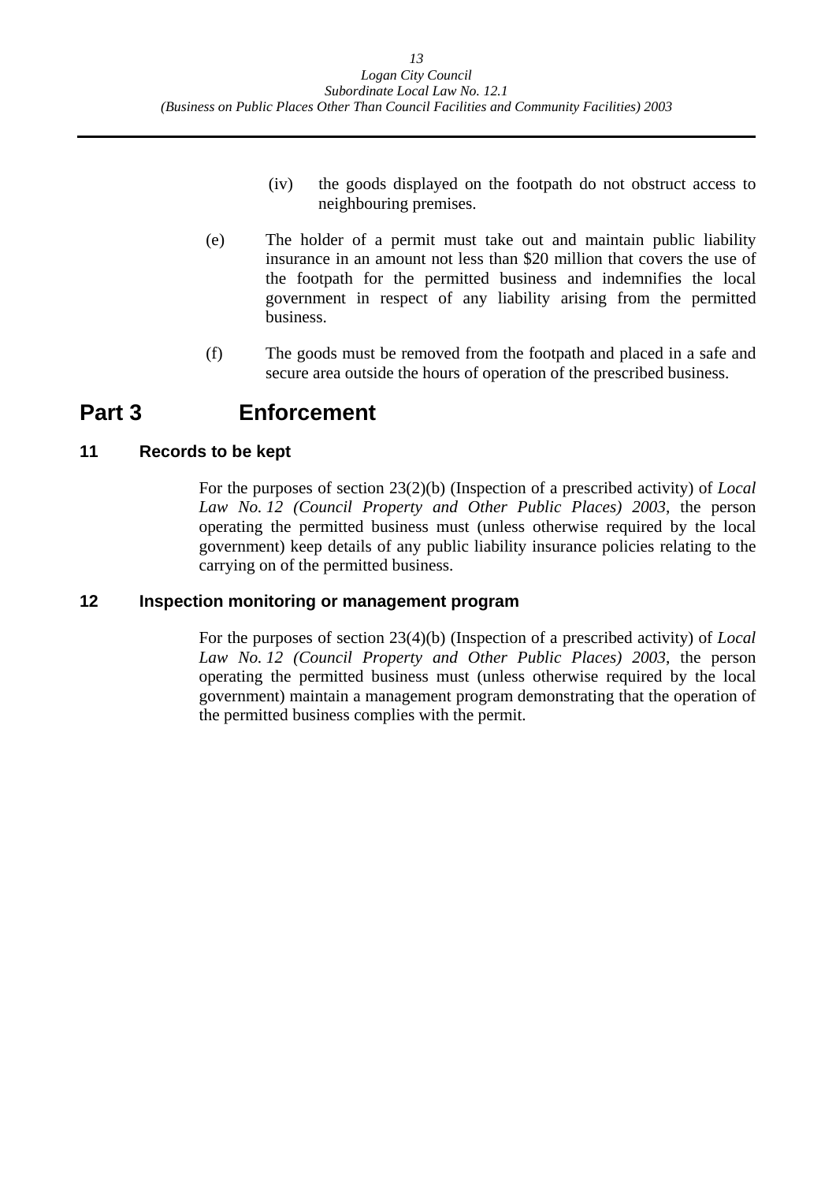(iv) the goods displayed on the footpath do not obstruct access to neighbouring premises.

(e) The holder of a permit must take out and maintain public liability insurance in an amount not less than $20 million that covers the use of the footpath for the permitted business and indemnifies the local government in respect of any liability arising from the permitted business.

(f) The goods must be removed from the footpath and placed in a safe and secure area outside the hours of operation of the prescribed business.

# Part 3 Enforcement

## 11 Records to be kept

For the purposes of section 23(2)(b) (Inspection of a prescribed activity) of *Local Law No. 12 (Council Property and Other Public Places) 2003*, the person operating the permitted business must (unless otherwise required by the local government) keep details of any public liability insurance policies relating to the carrying on of the permitted business.

## 12 Inspection monitoring or management program

For the purposes of section 23(4)(b) (Inspection of a prescribed activity) of *Local Law No. 12 (Council Property and Other Public Places) 2003*, the person operating the permitted business must (unless otherwise required by the local government) maintain a management program demonstrating that the operation of the permitted business complies with the permit.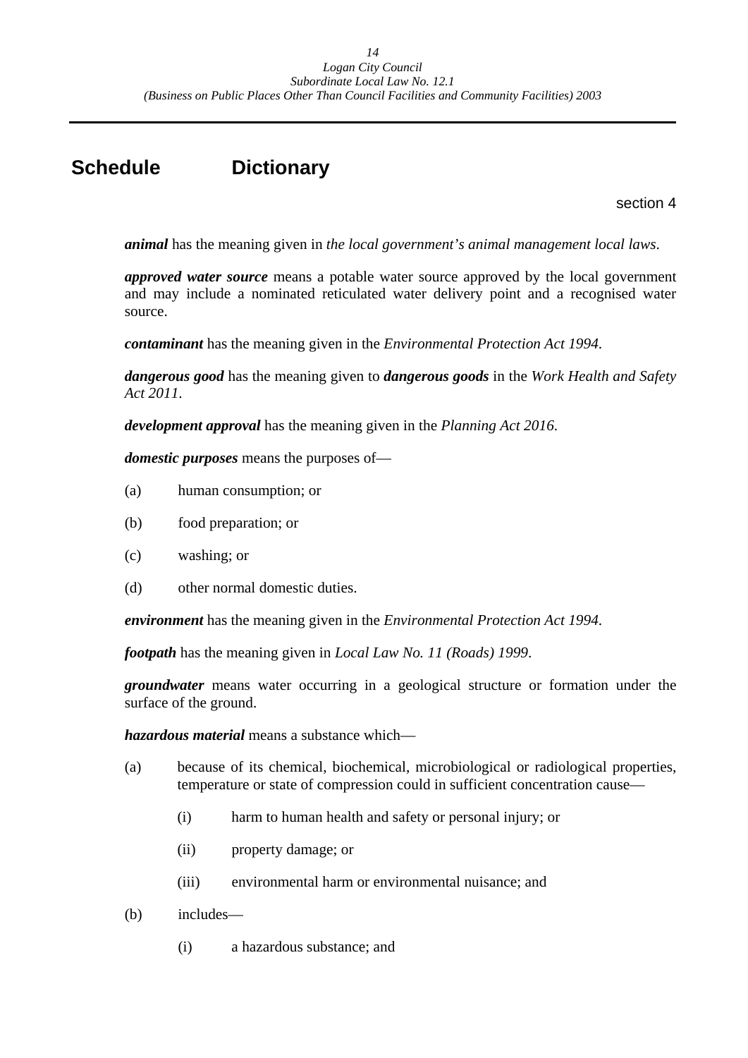# Schedule Dictionary

section 4

***animal*** has the meaning given in *the local government's animal management local laws*.

***approved water source*** means a potable water source approved by the local government and may include a nominated reticulated water delivery point and a recognised water source.

***contaminant*** has the meaning given in the *Environmental Protection Act 1994*.

***dangerous good*** has the meaning given to ***dangerous goods*** in the *Work Health and Safety Act 2011*.

***development approval*** has the meaning given in the *Planning Act 2016*.

***domestic purposes*** means the purposes of—

(a) human consumption; or

(b) food preparation; or

(c) washing; or

(d) other normal domestic duties.

***environment*** has the meaning given in the *Environmental Protection Act 1994*.

***footpath*** has the meaning given in *Local Law No. 11 (Roads) 1999*.

***groundwater*** means water occurring in a geological structure or formation under the surface of the ground.

***hazardous material*** means a substance which—

(a) because of its chemical, biochemical, microbiological or radiological properties, temperature or state of compression could in sufficient concentration cause—

 (i) harm to human health and safety or personal injury; or

 (ii) property damage; or

 (iii) environmental harm or environmental nuisance; and

(b) includes—

 (i) a hazardous substance; and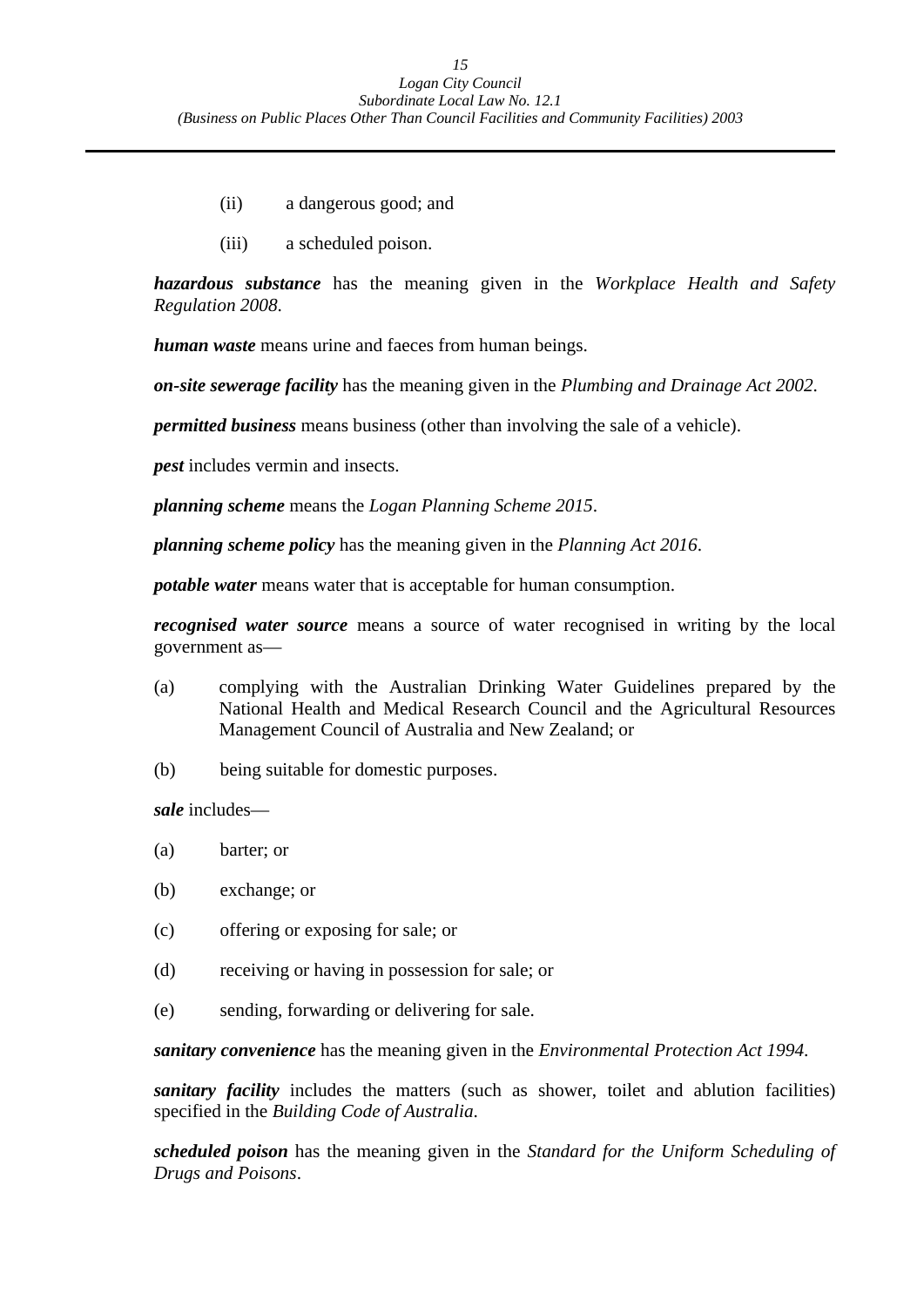(ii) a dangerous good; and

(iii) a scheduled poison.

***hazardous substance*** has the meaning given in the *Workplace Health and Safety Regulation 2008*.

***human waste*** means urine and faeces from human beings.

***on-site sewerage facility*** has the meaning given in the *Plumbing and Drainage Act 2002*.

***permitted business*** means business (other than involving the sale of a vehicle).

***pest*** includes vermin and insects.

***planning scheme*** means the *Logan Planning Scheme 2015*.

***planning scheme policy*** has the meaning given in the *Planning Act 2016*.

***potable water*** means water that is acceptable for human consumption.

***recognised water source*** means a source of water recognised in writing by the local government as—

(a) complying with the Australian Drinking Water Guidelines prepared by the National Health and Medical Research Council and the Agricultural Resources Management Council of Australia and New Zealand; or

(b) being suitable for domestic purposes.

***sale*** includes—

(a) barter; or

(b) exchange; or

(c) offering or exposing for sale; or

(d) receiving or having in possession for sale; or

(e) sending, forwarding or delivering for sale.

***sanitary convenience*** has the meaning given in the *Environmental Protection Act 1994*.

***sanitary facility*** includes the matters (such as shower, toilet and ablution facilities) specified in the *Building Code of Australia*.

***scheduled poison*** has the meaning given in the *Standard for the Uniform Scheduling of Drugs and Poisons*.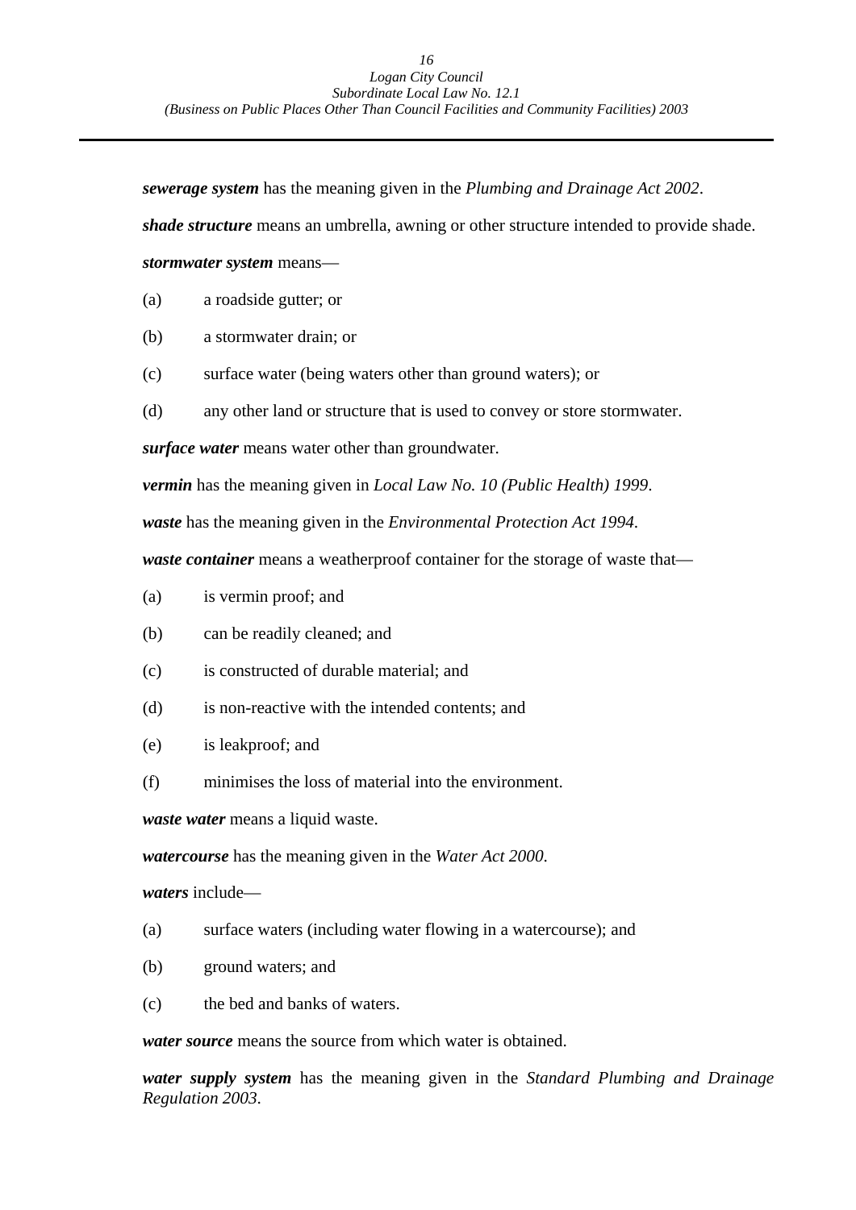***sewerage system*** has the meaning given in the *Plumbing and Drainage Act 2002*.

***shade structure*** means an umbrella, awning or other structure intended to provide shade.

***stormwater system*** means—

(a) a roadside gutter; or

(b) a stormwater drain; or

(c) surface water (being waters other than ground waters); or

(d) any other land or structure that is used to convey or store stormwater.

***surface water*** means water other than groundwater.

***vermin*** has the meaning given in *Local Law No. 10 (Public Health) 1999*.

***waste*** has the meaning given in the *Environmental Protection Act 1994*.

***waste container*** means a weatherproof container for the storage of waste that—

(a) is vermin proof; and

(b) can be readily cleaned; and

(c) is constructed of durable material; and

(d) is non-reactive with the intended contents; and

(e) is leakproof; and

(f) minimises the loss of material into the environment.

***waste water*** means a liquid waste.

***watercourse*** has the meaning given in the *Water Act 2000*.

***waters*** include—

(a) surface waters (including water flowing in a watercourse); and

(b) ground waters; and

(c) the bed and banks of waters.

***water source*** means the source from which water is obtained.

***water supply system*** has the meaning given in the *Standard Plumbing and Drainage Regulation 2003*.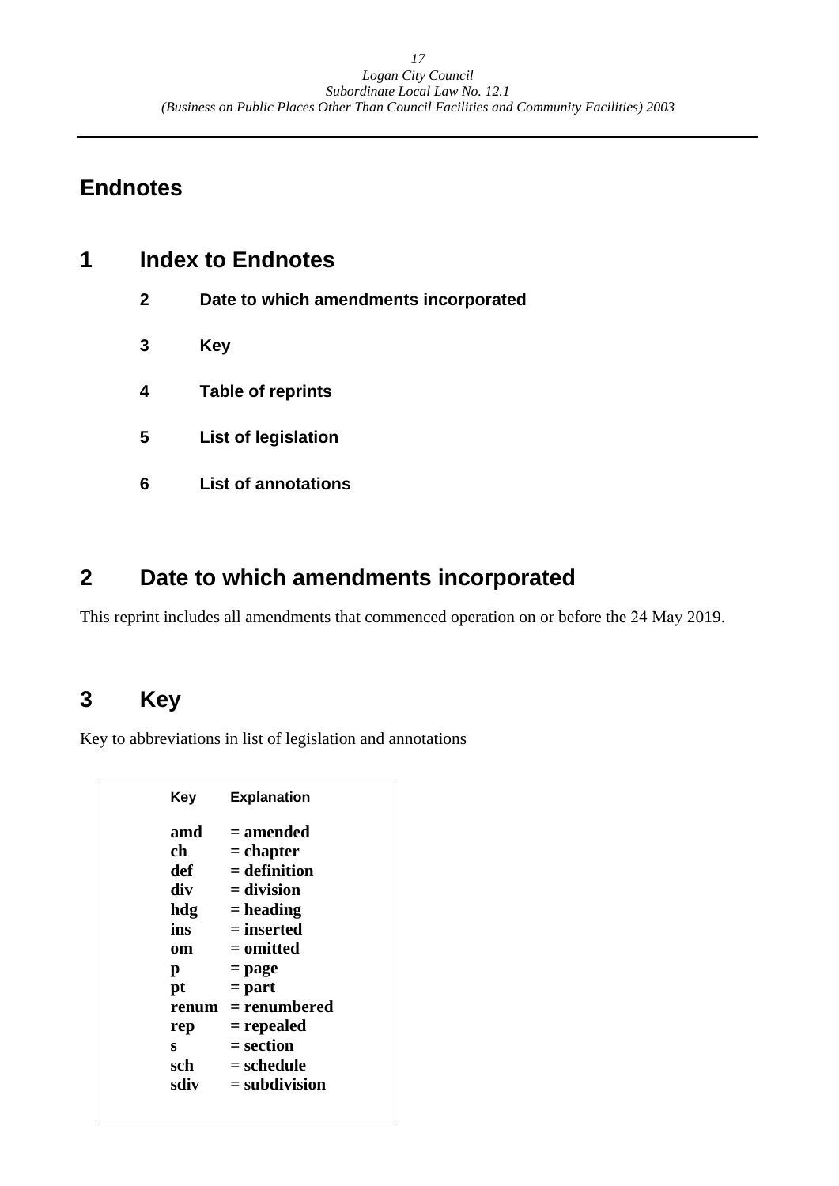# Endnotes

## 1 Index to Endnotes

**2 Date to which amendments incorporated**

**3 Key**

**4 Table of reprints**

**5 List of legislation**

**6 List of annotations**

## 2 Date to which amendments incorporated

This reprint includes all amendments that commenced operation on or before the 24 May 2019.

## 3 Key

Key to abbreviations in list of legislation and annotations

| Key | Explanation |
|---|---|
| **amd** | **= amended** |
| **ch** | **= chapter** |
| **def** | **= definition** |
| **div** | **= division** |
| **hdg** | **= heading** |
| **ins** | **= inserted** |
| **om** | **= omitted** |
| **p** | **= page** |
| **pt** | **= part** |
| **renum** | **= renumbered** |
| **rep** | **= repealed** |
| **s** | **= section** |
| **sch** | **= schedule** |
| **sdiv** | **= subdivision** |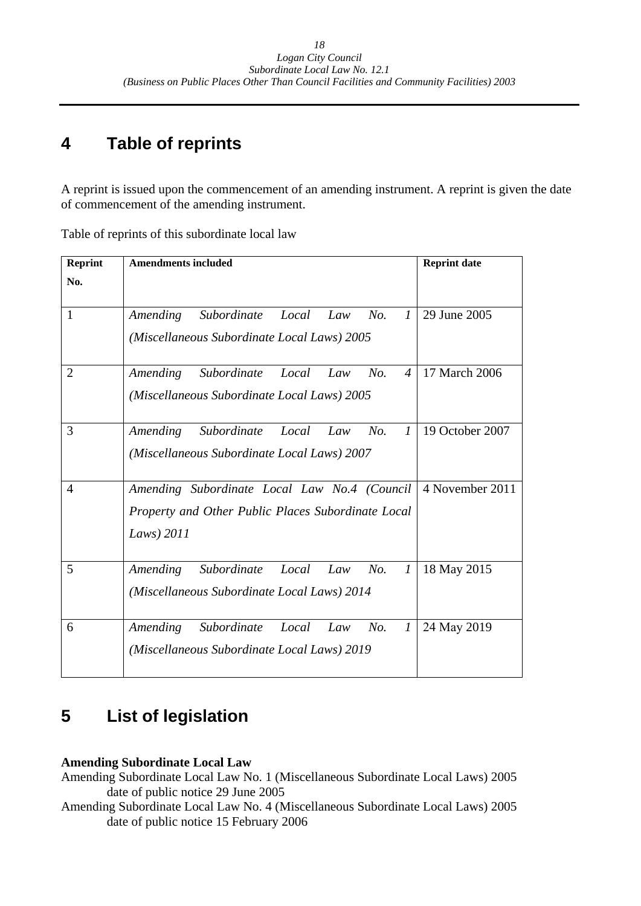# 4 Table of reprints

A reprint is issued upon the commencement of an amending instrument. A reprint is given the date of commencement of the amending instrument.

Table of reprints of this subordinate local law

| Reprint No. | Amendments included | Reprint date |
|---|---|---|
| 1 | *Amending Subordinate Local Law No. 1 (Miscellaneous Subordinate Local Laws) 2005* | 29 June 2005 |
| 2 | *Amending Subordinate Local Law No. 4 (Miscellaneous Subordinate Local Laws) 2005* | 17 March 2006 |
| 3 | *Amending Subordinate Local Law No. 1 (Miscellaneous Subordinate Local Laws) 2007* | 19 October 2007 |
| 4 | *Amending Subordinate Local Law No.4 (Council Property and Other Public Places Subordinate Local Laws) 2011* | 4 November 2011 |
| 5 | *Amending Subordinate Local Law No. 1 (Miscellaneous Subordinate Local Laws) 2014* | 18 May 2015 |
| 6 | *Amending Subordinate Local Law No. 1 (Miscellaneous Subordinate Local Laws) 2019* | 24 May 2019 |

# 5 List of legislation

**Amending Subordinate Local Law**

Amending Subordinate Local Law No. 1 (Miscellaneous Subordinate Local Laws) 2005
date of public notice 29 June 2005

Amending Subordinate Local Law No. 4 (Miscellaneous Subordinate Local Laws) 2005
date of public notice 15 February 2006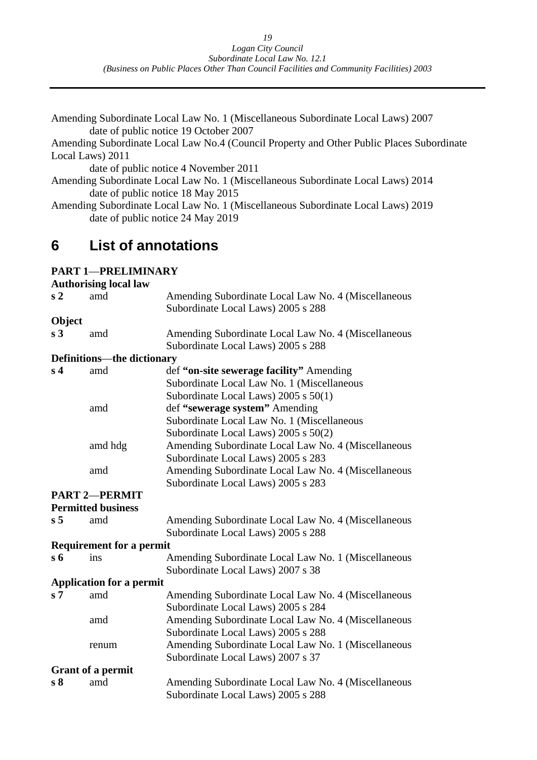Amending Subordinate Local Law No. 1 (Miscellaneous Subordinate Local Laws) 2007
date of public notice 19 October 2007

Amending Subordinate Local Law No.4 (Council Property and Other Public Places Subordinate Local Laws) 2011
date of public notice 4 November 2011

Amending Subordinate Local Law No. 1 (Miscellaneous Subordinate Local Laws) 2014
date of public notice 18 May 2015

Amending Subordinate Local Law No. 1 (Miscellaneous Subordinate Local Laws) 2019
date of public notice 24 May 2019

# 6 List of annotations

**PART 1—PRELIMINARY**

**Authorising local law**

| | | |
|---|---|---|
| **s 2** | amd | Amending Subordinate Local Law No. 4 (Miscellaneous Subordinate Local Laws) 2005 s 288 |

**Object**

| | | |
|---|---|---|
| **s 3** | amd | Amending Subordinate Local Law No. 4 (Miscellaneous Subordinate Local Laws) 2005 s 288 |

**Definitions—the dictionary**

| | | |
|---|---|---|
| **s 4** | amd | def **"on-site sewerage facility"** Amending Subordinate Local Law No. 1 (Miscellaneous Subordinate Local Laws) 2005 s 50(1) |
| | amd | def **"sewerage system"** Amending Subordinate Local Law No. 1 (Miscellaneous Subordinate Local Laws) 2005 s 50(2) |
| | amd hdg | Amending Subordinate Local Law No. 4 (Miscellaneous Subordinate Local Laws) 2005 s 283 |
| | amd | Amending Subordinate Local Law No. 4 (Miscellaneous Subordinate Local Laws) 2005 s 283 |

**PART 2—PERMIT**

**Permitted business**

| | | |
|---|---|---|
| **s 5** | amd | Amending Subordinate Local Law No. 4 (Miscellaneous Subordinate Local Laws) 2005 s 288 |

**Requirement for a permit**

| | | |
|---|---|---|
| **s 6** | ins | Amending Subordinate Local Law No. 1 (Miscellaneous Subordinate Local Laws) 2007 s 38 |

**Application for a permit**

| | | |
|---|---|---|
| **s 7** | amd | Amending Subordinate Local Law No. 4 (Miscellaneous Subordinate Local Laws) 2005 s 284 |
| | amd | Amending Subordinate Local Law No. 4 (Miscellaneous Subordinate Local Laws) 2005 s 288 |
| | renum | Amending Subordinate Local Law No. 1 (Miscellaneous Subordinate Local Laws) 2007 s 37 |

**Grant of a permit**

| | | |
|---|---|---|
| **s 8** | amd | Amending Subordinate Local Law No. 4 (Miscellaneous Subordinate Local Laws) 2005 s 288 |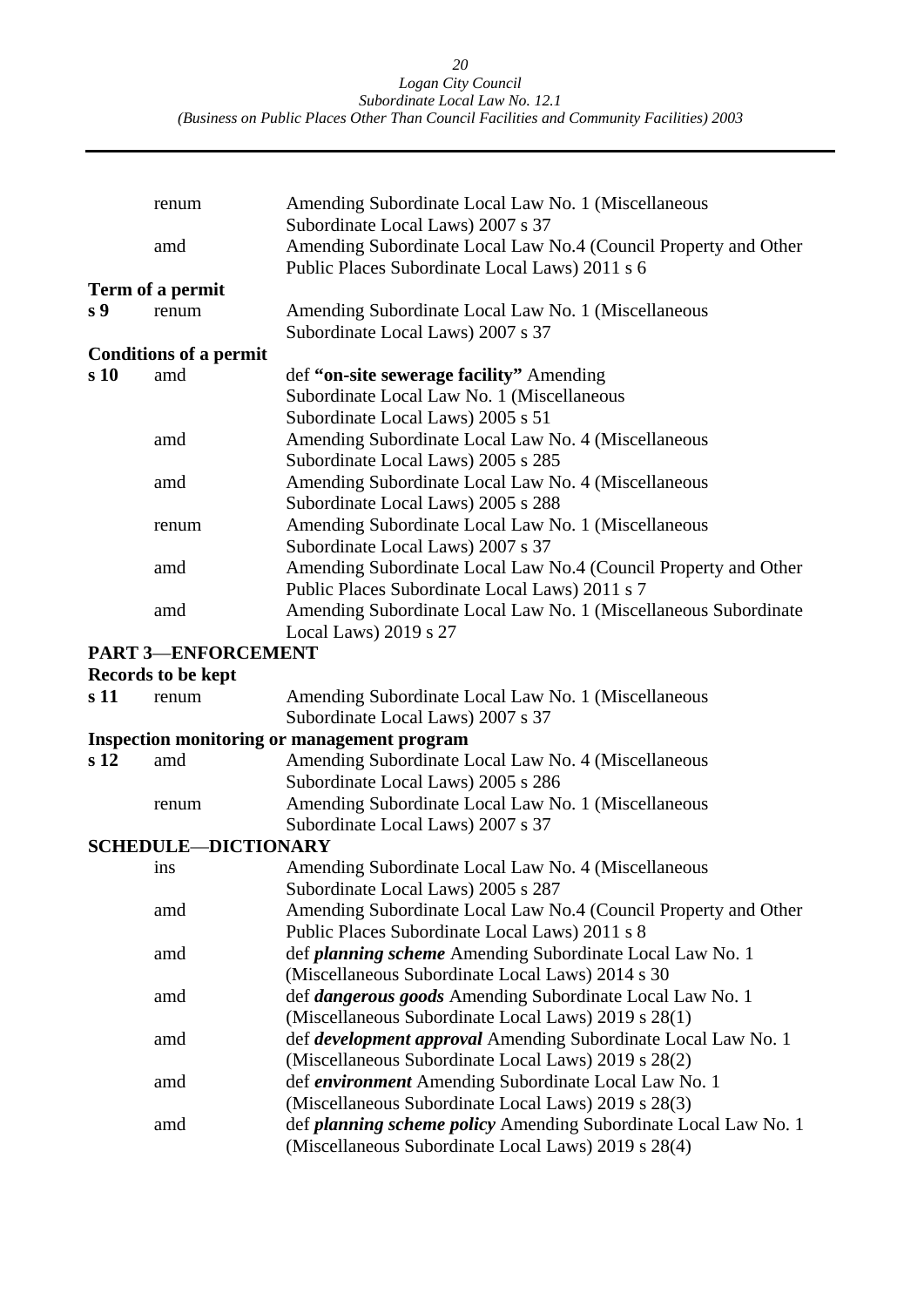| | | |
|---|---|---|
| | renum | Amending Subordinate Local Law No. 1 (Miscellaneous Subordinate Local Laws) 2007 s 37 |
| | amd | Amending Subordinate Local Law No.4 (Council Property and Other Public Places Subordinate Local Laws) 2011 s 6 |
| **Term of a permit** | | |
| **s 9** | renum | Amending Subordinate Local Law No. 1 (Miscellaneous Subordinate Local Laws) 2007 s 37 |
| **Conditions of a permit** | | |
| **s 10** | amd | def **"on-site sewerage facility"** Amending Subordinate Local Law No. 1 (Miscellaneous Subordinate Local Laws) 2005 s 51 |
| | amd | Amending Subordinate Local Law No. 4 (Miscellaneous Subordinate Local Laws) 2005 s 285 |
| | amd | Amending Subordinate Local Law No. 4 (Miscellaneous Subordinate Local Laws) 2005 s 288 |
| | renum | Amending Subordinate Local Law No. 1 (Miscellaneous Subordinate Local Laws) 2007 s 37 |
| | amd | Amending Subordinate Local Law No.4 (Council Property and Other Public Places Subordinate Local Laws) 2011 s 7 |
| | amd | Amending Subordinate Local Law No. 1 (Miscellaneous Subordinate Local Laws) 2019 s 27 |
| **PART 3—ENFORCEMENT** | | |
| **Records to be kept** | | |
| **s 11** | renum | Amending Subordinate Local Law No. 1 (Miscellaneous Subordinate Local Laws) 2007 s 37 |
| **Inspection monitoring or management program** | | |
| **s 12** | amd | Amending Subordinate Local Law No. 4 (Miscellaneous Subordinate Local Laws) 2005 s 286 |
| | renum | Amending Subordinate Local Law No. 1 (Miscellaneous Subordinate Local Laws) 2007 s 37 |
| **SCHEDULE—DICTIONARY** | | |
| | ins | Amending Subordinate Local Law No. 4 (Miscellaneous Subordinate Local Laws) 2005 s 287 |
| | amd | Amending Subordinate Local Law No.4 (Council Property and Other Public Places Subordinate Local Laws) 2011 s 8 |
| | amd | def ***planning scheme*** Amending Subordinate Local Law No. 1 (Miscellaneous Subordinate Local Laws) 2014 s 30 |
| | amd | def ***dangerous goods*** Amending Subordinate Local Law No. 1 (Miscellaneous Subordinate Local Laws) 2019 s 28(1) |
| | amd | def ***development approval*** Amending Subordinate Local Law No. 1 (Miscellaneous Subordinate Local Laws) 2019 s 28(2) |
| | amd | def ***environment*** Amending Subordinate Local Law No. 1 (Miscellaneous Subordinate Local Laws) 2019 s 28(3) |
| | amd | def ***planning scheme policy*** Amending Subordinate Local Law No. 1 (Miscellaneous Subordinate Local Laws) 2019 s 28(4) |